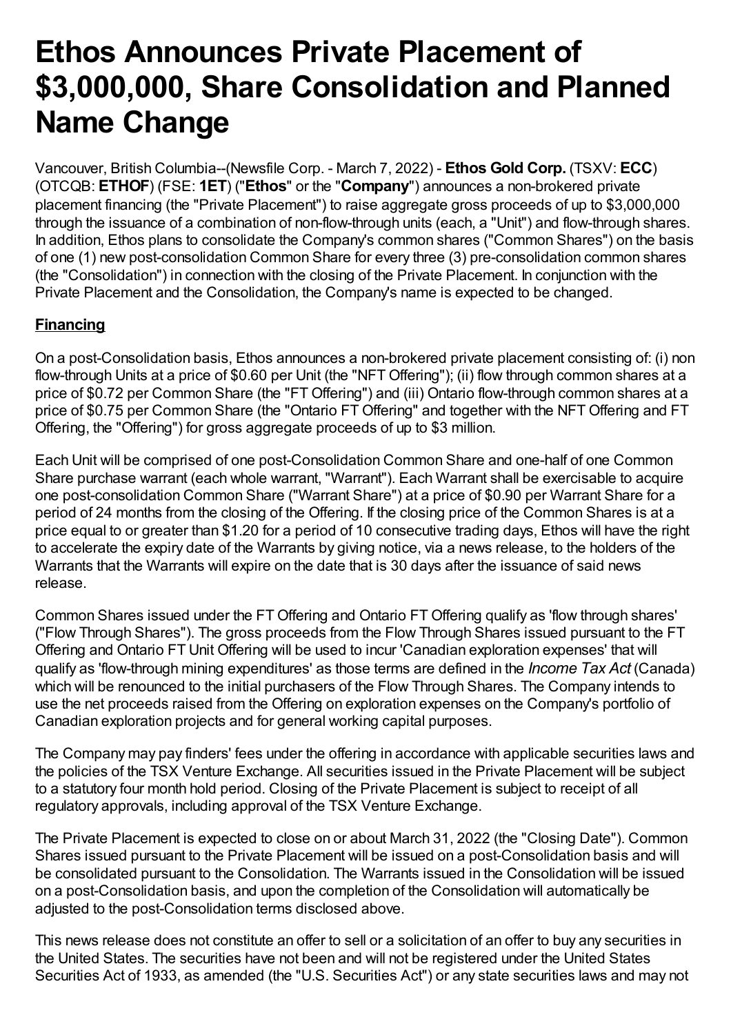# Ethos Announces Private Placement of $3,000,000, Share Consolidation and Planned Name Change

Vancouver, British Columbia--(Newsfile Corp. - March 7, 2022) - **Ethos Gold Corp.** (TSXV: **ECC**) (OTCQB: **ETHOF**) (FSE: **1ET**) ("**Ethos**" or the "**Company**") announces a non-brokered private placement financing (the "Private Placement") to raise aggregate gross proceeds of up to $3,000,000 through the issuance of a combination of non-flow-through units (each, a "Unit") and flow-through shares. In addition, Ethos plans to consolidate the Company's common shares ("Common Shares") on the basis of one (1) new post-consolidation Common Share for every three (3) pre-consolidation common shares (the "Consolidation") in connection with the closing of the Private Placement. In conjunction with the Private Placement and the Consolidation, the Company's name is expected to be changed.

## Financing

On a post-Consolidation basis, Ethos announces a non-brokered private placement consisting of: (i) non flow-through Units at a price of $0.60 per Unit (the "NFT Offering"); (ii) flow through common shares at a price of $0.72 per Common Share (the "FT Offering") and (iii) Ontario flow-through common shares at a price of $0.75 per Common Share (the "Ontario FT Offering" and together with the NFT Offering and FT Offering, the "Offering") for gross aggregate proceeds of up to $3 million.

Each Unit will be comprised of one post-Consolidation Common Share and one-half of one Common Share purchase warrant (each whole warrant, "Warrant"). Each Warrant shall be exercisable to acquire one post-consolidation Common Share ("Warrant Share") at a price of $0.90 per Warrant Share for a period of 24 months from the closing of the Offering. If the closing price of the Common Shares is at a price equal to or greater than $1.20 for a period of 10 consecutive trading days, Ethos will have the right to accelerate the expiry date of the Warrants by giving notice, via a news release, to the holders of the Warrants that the Warrants will expire on the date that is 30 days after the issuance of said news release.

Common Shares issued under the FT Offering and Ontario FT Offering qualify as 'flow through shares' ("Flow Through Shares"). The gross proceeds from the Flow Through Shares issued pursuant to the FT Offering and Ontario FT Unit Offering will be used to incur 'Canadian exploration expenses' that will qualify as 'flow-through mining expenditures' as those terms are defined in the *Income Tax Act* (Canada) which will be renounced to the initial purchasers of the Flow Through Shares. The Company intends to use the net proceeds raised from the Offering on exploration expenses on the Company's portfolio of Canadian exploration projects and for general working capital purposes.

The Company may pay finders' fees under the offering in accordance with applicable securities laws and the policies of the TSX Venture Exchange. All securities issued in the Private Placement will be subject to a statutory four month hold period. Closing of the Private Placement is subject to receipt of all regulatory approvals, including approval of the TSX Venture Exchange.

The Private Placement is expected to close on or about March 31, 2022 (the "Closing Date"). Common Shares issued pursuant to the Private Placement will be issued on a post-Consolidation basis and will be consolidated pursuant to the Consolidation. The Warrants issued in the Consolidation will be issued on a post-Consolidation basis, and upon the completion of the Consolidation will automatically be adjusted to the post-Consolidation terms disclosed above.

This news release does not constitute an offer to sell or a solicitation of an offer to buy any securities in the United States. The securities have not been and will not be registered under the United States Securities Act of 1933, as amended (the "U.S. Securities Act") or any state securities laws and may not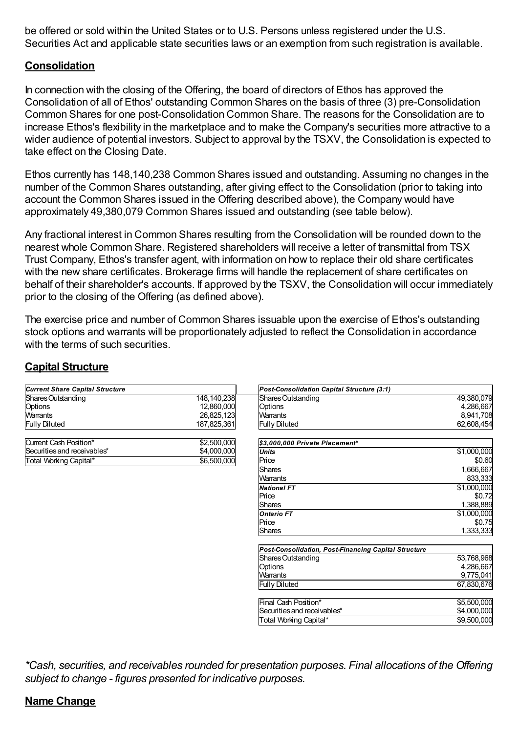be offered or sold within the United States or to U.S. Persons unless registered under the U.S. Securities Act and applicable state securities laws or an exemption from such registration is available.

## Consolidation

In connection with the closing of the Offering, the board of directors of Ethos has approved the Consolidation of all of Ethos' outstanding Common Shares on the basis of three (3) pre-Consolidation Common Shares for one post-Consolidation Common Share. The reasons for the Consolidation are to increase Ethos's flexibility in the marketplace and to make the Company's securities more attractive to a wider audience of potential investors. Subject to approval by the TSXV, the Consolidation is expected to take effect on the Closing Date.

Ethos currently has 148,140,238 Common Shares issued and outstanding. Assuming no changes in the number of the Common Shares outstanding, after giving effect to the Consolidation (prior to taking into account the Common Shares issued in the Offering described above), the Company would have approximately 49,380,079 Common Shares issued and outstanding (see table below).

Any fractional interest in Common Shares resulting from the Consolidation will be rounded down to the nearest whole Common Share. Registered shareholders will receive a letter of transmittal from TSX Trust Company, Ethos's transfer agent, with information on how to replace their old share certificates with the new share certificates. Brokerage firms will handle the replacement of share certificates on behalf of their shareholder's accounts. If approved by the TSXV, the Consolidation will occur immediately prior to the closing of the Offering (as defined above).

The exercise price and number of Common Shares issuable upon the exercise of Ethos's outstanding stock options and warrants will be proportionately adjusted to reflect the Consolidation in accordance with the terms of such securities.

## Capital Structure

| *Current Share Capital Structure* | |
|---|---|
| Shares Outstanding | 148,140,238 |
| Options | 12,860,000 |
| Warrants | 26,825,123 |
| Fully Diluted | 187,825,361 |
| | |
| Current Cash Position* | $2,500,000 |
| Securities and receivables* | $4,000,000 |
| Total Working Capital* | $6,500,000 |

| *Post-Consolidation Capital Structure (3:1)* | |
|---|---|
| Shares Outstanding | 49,380,079 |
| Options | 4,286,667 |
| Warrants | 8,941,708 |
| Fully Diluted | 62,608,454 |
| | |
| ***$3,000,000 Private Placement**** | |
| ***Units*** | $1,000,000 |
| Price | $0.60 |
| Shares | 1,666,667 |
| Warrants | 833,333 |
| ***National FT*** | $1,000,000 |
| Price | $0.72 |
| Shares | 1,388,889 |
| ***Ontario FT*** | $1,000,000 |
| Price | $0.75 |
| Shares | 1,333,333 |
| | |
| ***Post-Consolidation, Post-Financing Capital Structure*** | |
| Shares Outstanding | 53,768,968 |
| Options | 4,286,667 |
| Warrants | 9,775,041 |
| Fully Diluted | 67,830,676 |
| | |
| Final Cash Position* | $5,500,000 |
| Securities and receivables* | $4,000,000 |
| Total Working Capital* | $9,500,000 |

*\*Cash, securities, and receivables rounded for presentation purposes. Final allocations of the Offering subject to change - figures presented for indicative purposes.*

## Name Change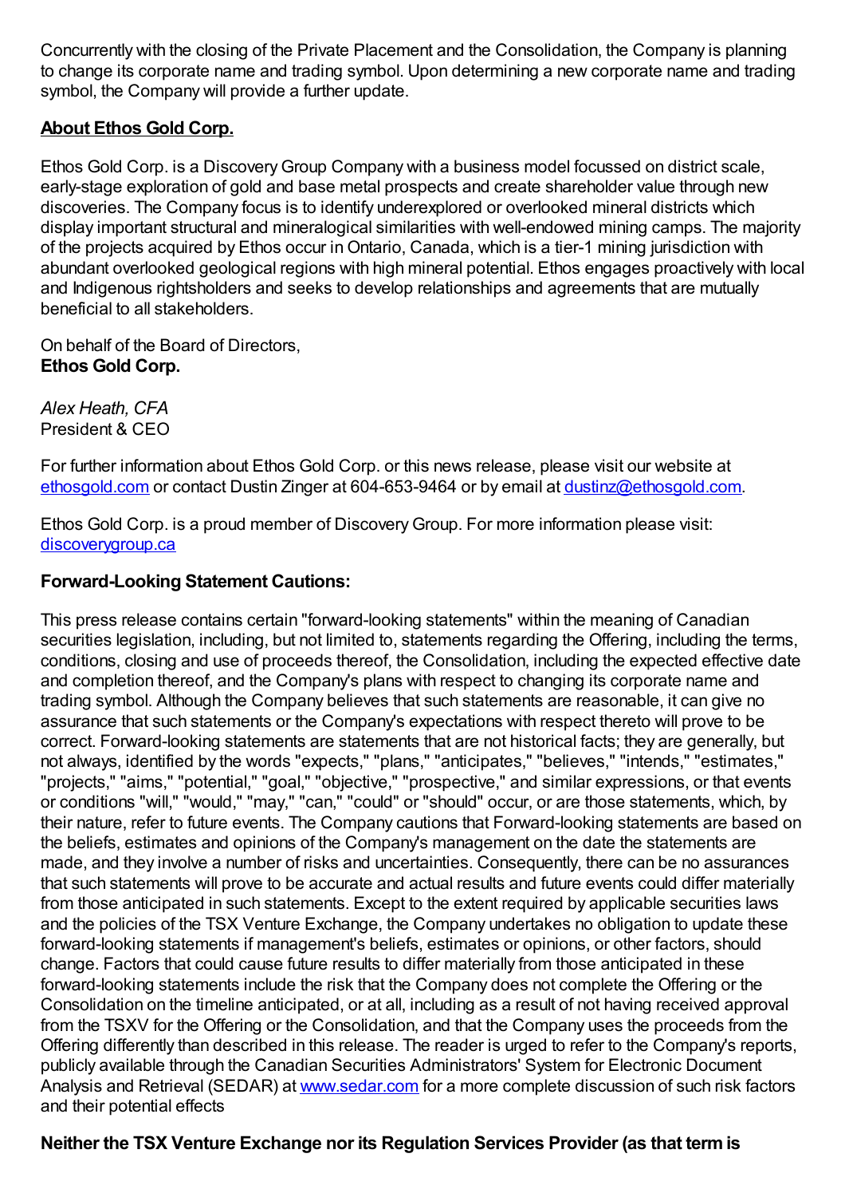Concurrently with the closing of the Private Placement and the Consolidation, the Company is planning to change its corporate name and trading symbol. Upon determining a new corporate name and trading symbol, the Company will provide a further update.

## **About Ethos Gold Corp.**

Ethos Gold Corp. is a Discovery Group Company with a business model focussed on district scale, early-stage exploration of gold and base metal prospects and create shareholder value through new discoveries. The Company focus is to identify underexplored or overlooked mineral districts which display important structural and mineralogical similarities with well-endowed mining camps. The majority of the projects acquired by Ethos occur in Ontario, Canada, which is a tier-1 mining jurisdiction with abundant overlooked geological regions with high mineral potential. Ethos engages proactively with local and Indigenous rightsholders and seeks to develop relationships and agreements that are mutually beneficial to all stakeholders.

On behalf of the Board of Directors,
**Ethos Gold Corp.**

*Alex Heath, CFA*
President & CEO

For further information about Ethos Gold Corp. or this news release, please visit our website at [ethosgold.com](ethosgold.com) or contact Dustin Zinger at 604-653-9464 or by email at [dustinz@ethosgold.com](mailto:dustinz@ethosgold.com).

Ethos Gold Corp. is a proud member of Discovery Group. For more information please visit: [discoverygroup.ca](discoverygroup.ca)

### **Forward-Looking Statement Cautions:**

This press release contains certain "forward-looking statements" within the meaning of Canadian securities legislation, including, but not limited to, statements regarding the Offering, including the terms, conditions, closing and use of proceeds thereof, the Consolidation, including the expected effective date and completion thereof, and the Company's plans with respect to changing its corporate name and trading symbol. Although the Company believes that such statements are reasonable, it can give no assurance that such statements or the Company's expectations with respect thereto will prove to be correct. Forward-looking statements are statements that are not historical facts; they are generally, but not always, identified by the words "expects," "plans," "anticipates," "believes," "intends," "estimates," "projects," "aims," "potential," "goal," "objective," "prospective," and similar expressions, or that events or conditions "will," "would," "may," "can," "could" or "should" occur, or are those statements, which, by their nature, refer to future events. The Company cautions that Forward-looking statements are based on the beliefs, estimates and opinions of the Company's management on the date the statements are made, and they involve a number of risks and uncertainties. Consequently, there can be no assurances that such statements will prove to be accurate and actual results and future events could differ materially from those anticipated in such statements. Except to the extent required by applicable securities laws and the policies of the TSX Venture Exchange, the Company undertakes no obligation to update these forward-looking statements if management's beliefs, estimates or opinions, or other factors, should change. Factors that could cause future results to differ materially from those anticipated in these forward-looking statements include the risk that the Company does not complete the Offering or the Consolidation on the timeline anticipated, or at all, including as a result of not having received approval from the TSXV for the Offering or the Consolidation, and that the Company uses the proceeds from the Offering differently than described in this release. The reader is urged to refer to the Company's reports, publicly available through the Canadian Securities Administrators' System for Electronic Document Analysis and Retrieval (SEDAR) at [www.sedar.com](www.sedar.com) for a more complete discussion of such risk factors and their potential effects

**Neither the TSX Venture Exchange nor its Regulation Services Provider (as that term is**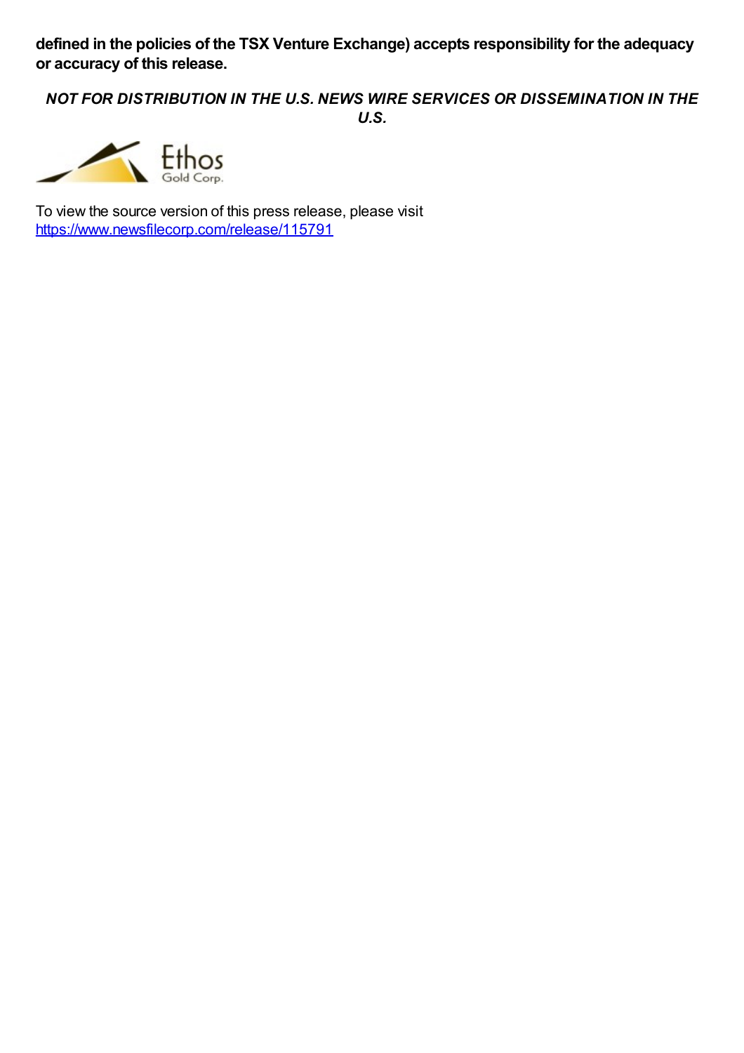**defined in the policies of the TSX Venture Exchange) accepts responsibility for the adequacy or accuracy of this release.**

***NOT FOR DISTRIBUTION IN THE U.S. NEWS WIRE SERVICES OR DISSEMINATION IN THE U.S.***

Ethos
Gold Corp.

To view the source version of this press release, please visit https://www.newsfilecorp.com/release/115791